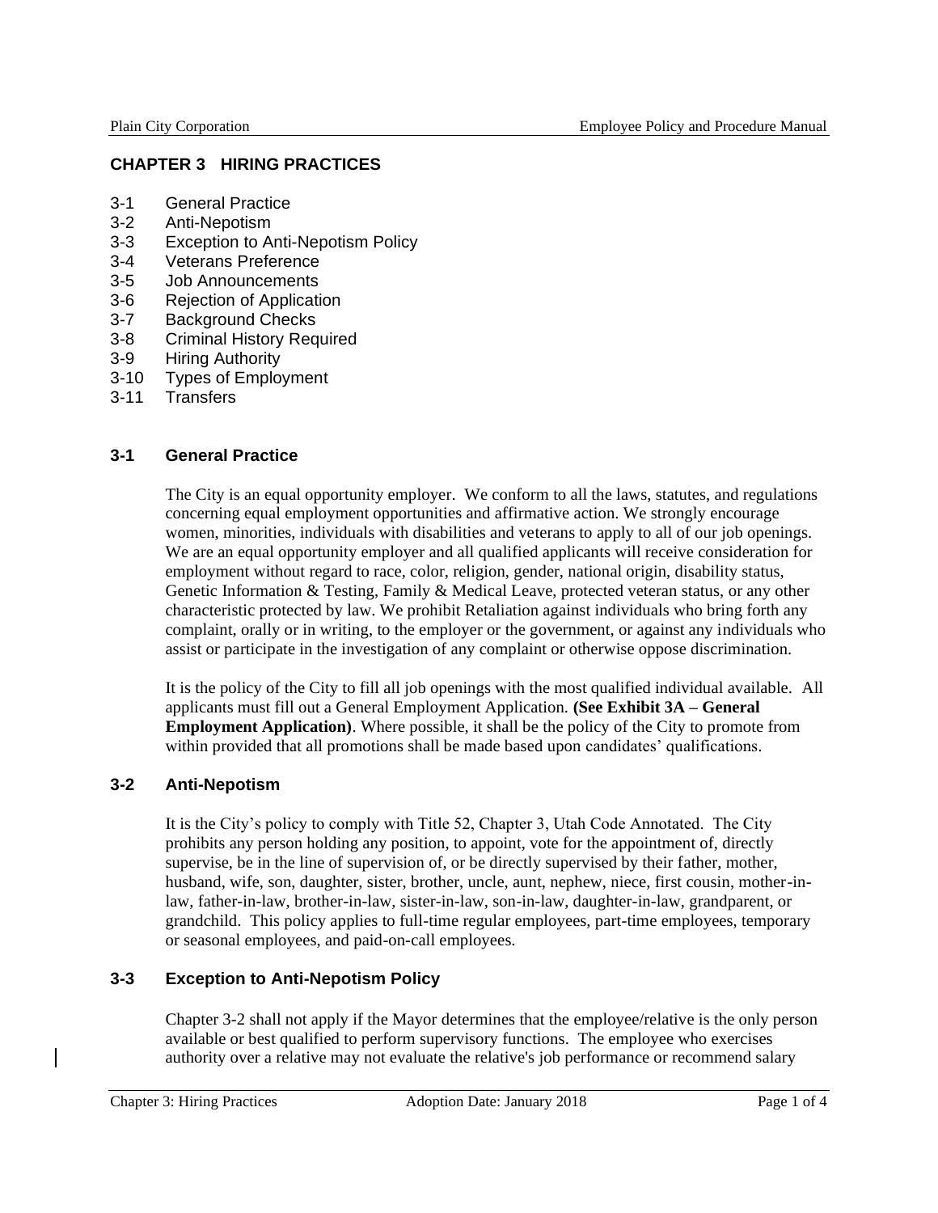# CHAPTER 3 HIRING PRACTICES

- 3-1 General Practice
- 3-2 Anti-Nepotism
- 3-3 Exception to Anti-Nepotism Policy
- 3-4 Veterans Preference
- 3-5 Job Announcements
- 3-6 Rejection of Application
- 3-7 Background Checks
- 3-8 Criminal History Required
- 3-9 Hiring Authority
- 3-10 Types of Employment
- 3-11 Transfers

## 3-1 General Practice

The City is an equal opportunity employer. We conform to all the laws, statutes, and regulations concerning equal employment opportunities and affirmative action. We strongly encourage women, minorities, individuals with disabilities and veterans to apply to all of our job openings. We are an equal opportunity employer and all qualified applicants will receive consideration for employment without regard to race, color, religion, gender, national origin, disability status, Genetic Information & Testing, Family & Medical Leave, protected veteran status, or any other characteristic protected by law. We prohibit Retaliation against individuals who bring forth any complaint, orally or in writing, to the employer or the government, or against any individuals who assist or participate in the investigation of any complaint or otherwise oppose discrimination.

It is the policy of the City to fill all job openings with the most qualified individual available. All applicants must fill out a General Employment Application. **(See Exhibit 3A – General Employment Application)**. Where possible, it shall be the policy of the City to promote from within provided that all promotions shall be made based upon candidates' qualifications.

## 3-2 Anti-Nepotism

It is the City's policy to comply with Title 52, Chapter 3, Utah Code Annotated. The City prohibits any person holding any position, to appoint, vote for the appointment of, directly supervise, be in the line of supervision of, or be directly supervised by their father, mother, husband, wife, son, daughter, sister, brother, uncle, aunt, nephew, niece, first cousin, mother-in-law, father-in-law, brother-in-law, sister-in-law, son-in-law, daughter-in-law, grandparent, or grandchild. This policy applies to full-time regular employees, part-time employees, temporary or seasonal employees, and paid-on-call employees.

## 3-3 Exception to Anti-Nepotism Policy

Chapter 3-2 shall not apply if the Mayor determines that the employee/relative is the only person available or best qualified to perform supervisory functions. The employee who exercises authority over a relative may not evaluate the relative's job performance or recommend salary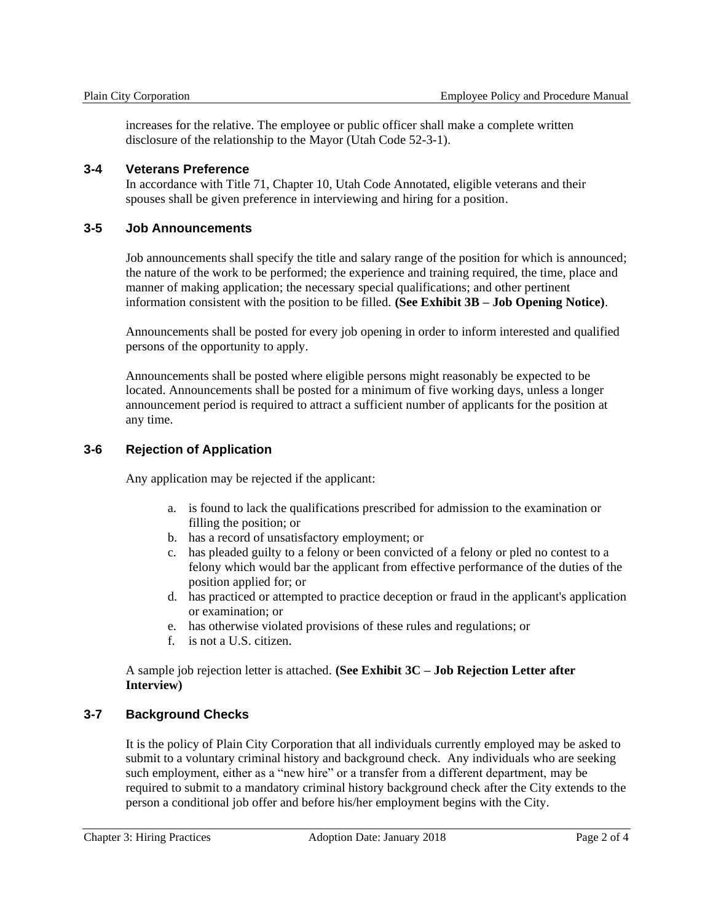increases for the relative. The employee or public officer shall make a complete written disclosure of the relationship to the Mayor (Utah Code 52-3-1).

### 3-4 Veterans Preference

In accordance with Title 71, Chapter 10, Utah Code Annotated, eligible veterans and their spouses shall be given preference in interviewing and hiring for a position.

### 3-5 Job Announcements

Job announcements shall specify the title and salary range of the position for which is announced; the nature of the work to be performed; the experience and training required, the time, place and manner of making application; the necessary special qualifications; and other pertinent information consistent with the position to be filled. **(See Exhibit 3B – Job Opening Notice)**.

Announcements shall be posted for every job opening in order to inform interested and qualified persons of the opportunity to apply.

Announcements shall be posted where eligible persons might reasonably be expected to be located. Announcements shall be posted for a minimum of five working days, unless a longer announcement period is required to attract a sufficient number of applicants for the position at any time.

### 3-6 Rejection of Application

Any application may be rejected if the applicant:

a. is found to lack the qualifications prescribed for admission to the examination or filling the position; or
b. has a record of unsatisfactory employment; or
c. has pleaded guilty to a felony or been convicted of a felony or pled no contest to a felony which would bar the applicant from effective performance of the duties of the position applied for; or
d. has practiced or attempted to practice deception or fraud in the applicant's application or examination; or
e. has otherwise violated provisions of these rules and regulations; or
f. is not a U.S. citizen.

A sample job rejection letter is attached. **(See Exhibit 3C – Job Rejection Letter after Interview)**

### 3-7 Background Checks

It is the policy of Plain City Corporation that all individuals currently employed may be asked to submit to a voluntary criminal history and background check. Any individuals who are seeking such employment, either as a "new hire" or a transfer from a different department, may be required to submit to a mandatory criminal history background check after the City extends to the person a conditional job offer and before his/her employment begins with the City.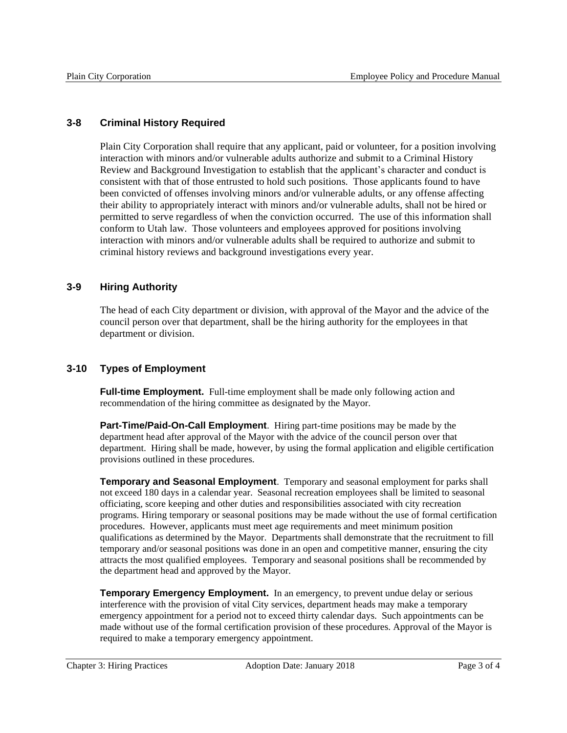## 3-8 Criminal History Required

Plain City Corporation shall require that any applicant, paid or volunteer, for a position involving interaction with minors and/or vulnerable adults authorize and submit to a Criminal History Review and Background Investigation to establish that the applicant's character and conduct is consistent with that of those entrusted to hold such positions. Those applicants found to have been convicted of offenses involving minors and/or vulnerable adults, or any offense affecting their ability to appropriately interact with minors and/or vulnerable adults, shall not be hired or permitted to serve regardless of when the conviction occurred. The use of this information shall conform to Utah law. Those volunteers and employees approved for positions involving interaction with minors and/or vulnerable adults shall be required to authorize and submit to criminal history reviews and background investigations every year.

## 3-9 Hiring Authority

The head of each City department or division, with approval of the Mayor and the advice of the council person over that department, shall be the hiring authority for the employees in that department or division.

## 3-10 Types of Employment

**Full-time Employment.** Full-time employment shall be made only following action and recommendation of the hiring committee as designated by the Mayor.

**Part-Time/Paid-On-Call Employment**. Hiring part-time positions may be made by the department head after approval of the Mayor with the advice of the council person over that department. Hiring shall be made, however, by using the formal application and eligible certification provisions outlined in these procedures.

**Temporary and Seasonal Employment**. Temporary and seasonal employment for parks shall not exceed 180 days in a calendar year. Seasonal recreation employees shall be limited to seasonal officiating, score keeping and other duties and responsibilities associated with city recreation programs. Hiring temporary or seasonal positions may be made without the use of formal certification procedures. However, applicants must meet age requirements and meet minimum position qualifications as determined by the Mayor. Departments shall demonstrate that the recruitment to fill temporary and/or seasonal positions was done in an open and competitive manner, ensuring the city attracts the most qualified employees. Temporary and seasonal positions shall be recommended by the department head and approved by the Mayor.

**Temporary Emergency Employment.** In an emergency, to prevent undue delay or serious interference with the provision of vital City services, department heads may make a temporary emergency appointment for a period not to exceed thirty calendar days. Such appointments can be made without use of the formal certification provision of these procedures. Approval of the Mayor is required to make a temporary emergency appointment.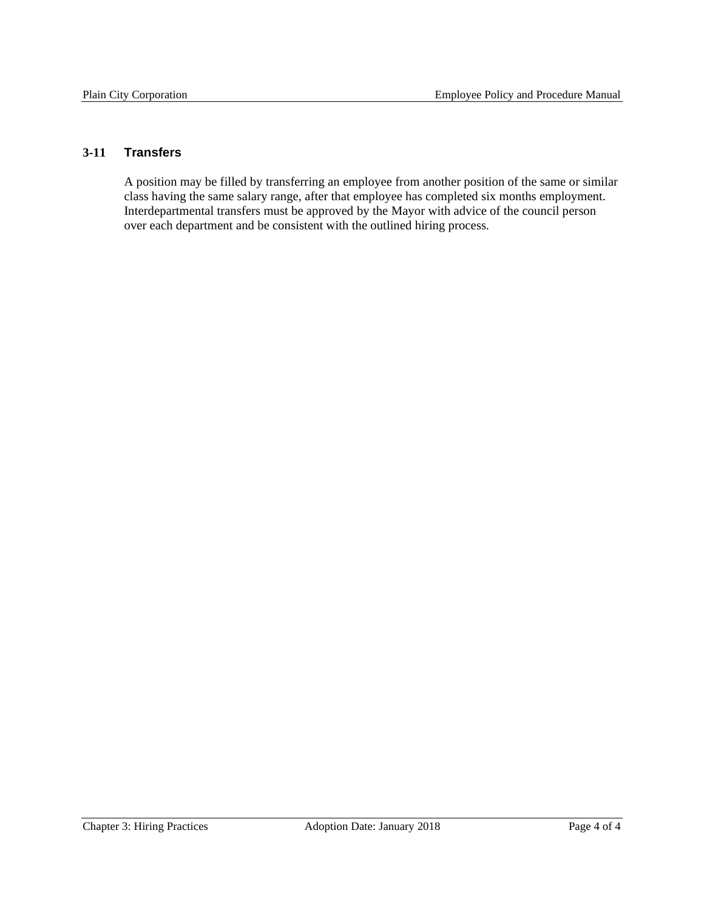## 3-11 Transfers

A position may be filled by transferring an employee from another position of the same or similar class having the same salary range, after that employee has completed six months employment. Interdepartmental transfers must be approved by the Mayor with advice of the council person over each department and be consistent with the outlined hiring process.